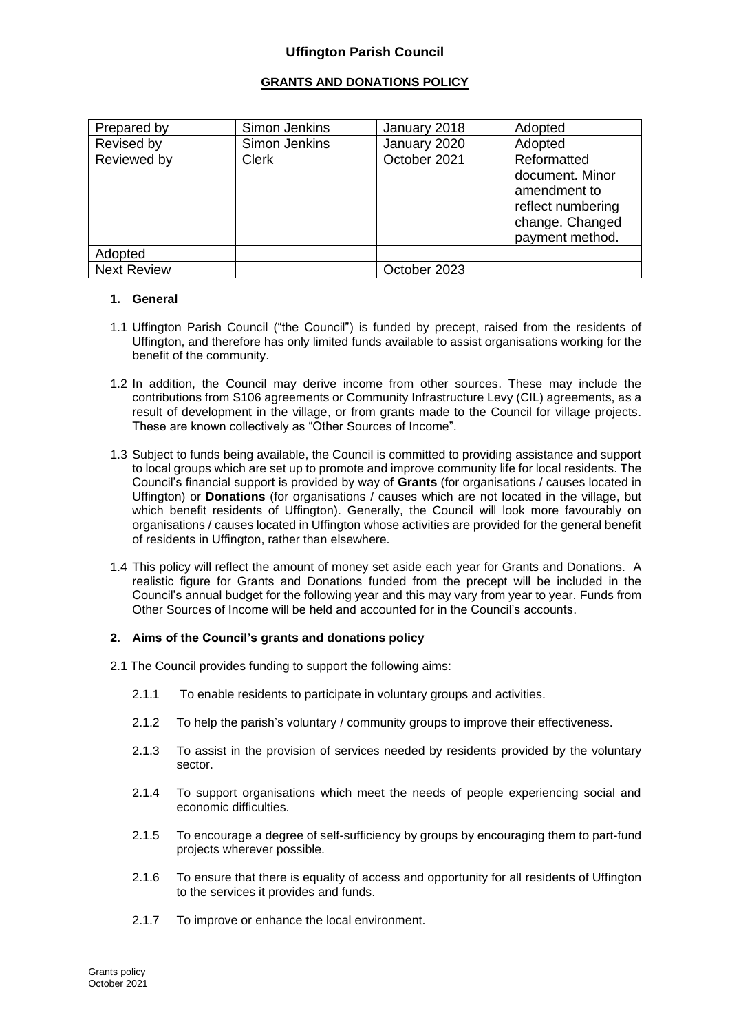# Uffington Parish Council

## GRANTS AND DONATIONS POLICY

| | | | |
|---|---|---|---|
| Prepared by | Simon Jenkins | January 2018 | Adopted |
| Revised by | Simon Jenkins | January 2020 | Adopted |
| Reviewed by | Clerk | October 2021 | Reformatted document. Minor amendment to reflect numbering change. Changed payment method. |
| Adopted | | | |
| Next Review | | October 2023 | |

**1. General**

1.1 Uffington Parish Council ("the Council") is funded by precept, raised from the residents of Uffington, and therefore has only limited funds available to assist organisations working for the benefit of the community.

1.2 In addition, the Council may derive income from other sources. These may include the contributions from S106 agreements or Community Infrastructure Levy (CIL) agreements, as a result of development in the village, or from grants made to the Council for village projects. These are known collectively as "Other Sources of Income".

1.3 Subject to funds being available, the Council is committed to providing assistance and support to local groups which are set up to promote and improve community life for local residents. The Council's financial support is provided by way of **Grants** (for organisations / causes located in Uffington) or **Donations** (for organisations / causes which are not located in the village, but which benefit residents of Uffington). Generally, the Council will look more favourably on organisations / causes located in Uffington whose activities are provided for the general benefit of residents in Uffington, rather than elsewhere.

1.4 This policy will reflect the amount of money set aside each year for Grants and Donations. A realistic figure for Grants and Donations funded from the precept will be included in the Council's annual budget for the following year and this may vary from year to year. Funds from Other Sources of Income will be held and accounted for in the Council's accounts.

**2. Aims of the Council's grants and donations policy**

2.1 The Council provides funding to support the following aims:

2.1.1 To enable residents to participate in voluntary groups and activities.

2.1.2 To help the parish's voluntary / community groups to improve their effectiveness.

2.1.3 To assist in the provision of services needed by residents provided by the voluntary sector.

2.1.4 To support organisations which meet the needs of people experiencing social and economic difficulties.

2.1.5 To encourage a degree of self-sufficiency by groups by encouraging them to part-fund projects wherever possible.

2.1.6 To ensure that there is equality of access and opportunity for all residents of Uffington to the services it provides and funds.

2.1.7 To improve or enhance the local environment.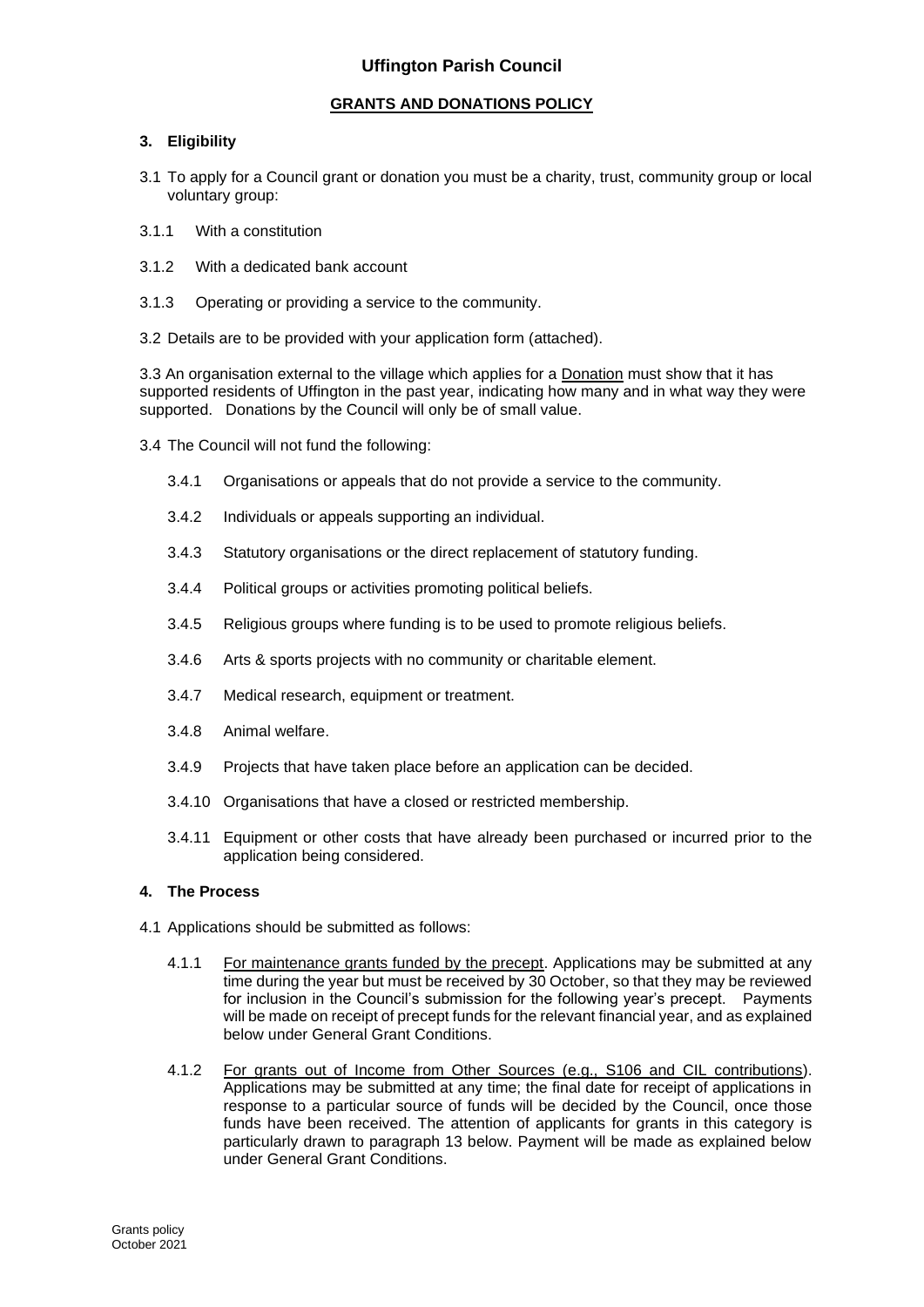# Uffington Parish Council

## GRANTS AND DONATIONS POLICY

### 3. Eligibility

3.1 To apply for a Council grant or donation you must be a charity, trust, community group or local voluntary group:

3.1.1 With a constitution

3.1.2 With a dedicated bank account

3.1.3 Operating or providing a service to the community.

3.2 Details are to be provided with your application form (attached).

3.3 An organisation external to the village which applies for a Donation must show that it has supported residents of Uffington in the past year, indicating how many and in what way they were supported. Donations by the Council will only be of small value.

3.4 The Council will not fund the following:

3.4.1 Organisations or appeals that do not provide a service to the community.

3.4.2 Individuals or appeals supporting an individual.

3.4.3 Statutory organisations or the direct replacement of statutory funding.

3.4.4 Political groups or activities promoting political beliefs.

3.4.5 Religious groups where funding is to be used to promote religious beliefs.

3.4.6 Arts & sports projects with no community or charitable element.

3.4.7 Medical research, equipment or treatment.

3.4.8 Animal welfare.

3.4.9 Projects that have taken place before an application can be decided.

3.4.10 Organisations that have a closed or restricted membership.

3.4.11 Equipment or other costs that have already been purchased or incurred prior to the application being considered.

### 4. The Process

4.1 Applications should be submitted as follows:

4.1.1 For maintenance grants funded by the precept. Applications may be submitted at any time during the year but must be received by 30 October, so that they may be reviewed for inclusion in the Council's submission for the following year's precept. Payments will be made on receipt of precept funds for the relevant financial year, and as explained below under General Grant Conditions.

4.1.2 For grants out of Income from Other Sources (e.g., S106 and CIL contributions). Applications may be submitted at any time; the final date for receipt of applications in response to a particular source of funds will be decided by the Council, once those funds have been received. The attention of applicants for grants in this category is particularly drawn to paragraph 13 below. Payment will be made as explained below under General Grant Conditions.

Grants policy
October 2021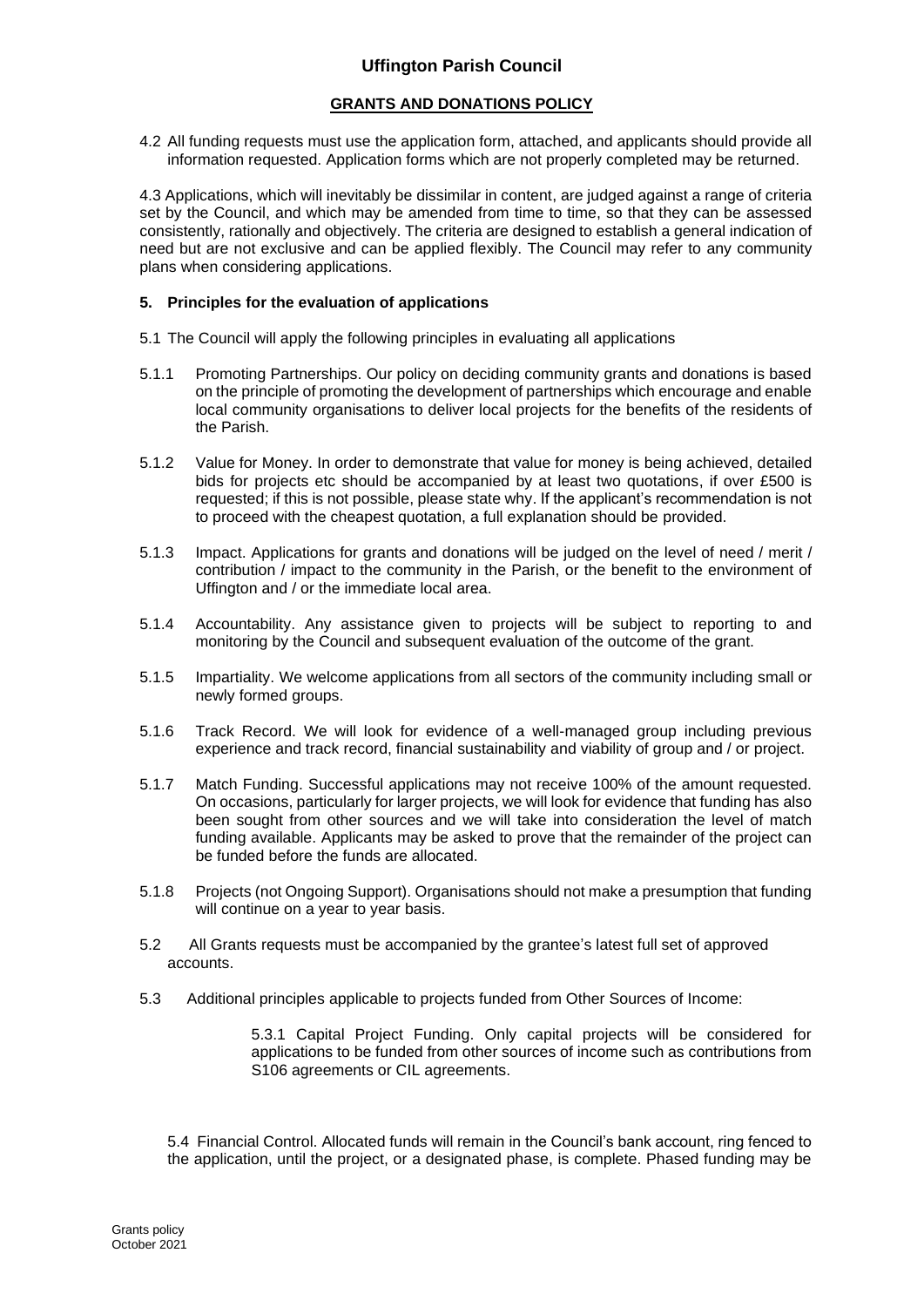4.2 All funding requests must use the application form, attached, and applicants should provide all information requested. Application forms which are not properly completed may be returned.

4.3 Applications, which will inevitably be dissimilar in content, are judged against a range of criteria set by the Council, and which may be amended from time to time, so that they can be assessed consistently, rationally and objectively. The criteria are designed to establish a general indication of need but are not exclusive and can be applied flexibly. The Council may refer to any community plans when considering applications.

### 5. Principles for the evaluation of applications

5.1 The Council will apply the following principles in evaluating all applications

5.1.1 Promoting Partnerships. Our policy on deciding community grants and donations is based on the principle of promoting the development of partnerships which encourage and enable local community organisations to deliver local projects for the benefits of the residents of the Parish.

5.1.2 Value for Money. In order to demonstrate that value for money is being achieved, detailed bids for projects etc should be accompanied by at least two quotations, if over £500 is requested; if this is not possible, please state why. If the applicant's recommendation is not to proceed with the cheapest quotation, a full explanation should be provided.

5.1.3 Impact. Applications for grants and donations will be judged on the level of need / merit / contribution / impact to the community in the Parish, or the benefit to the environment of Uffington and / or the immediate local area.

5.1.4 Accountability. Any assistance given to projects will be subject to reporting to and monitoring by the Council and subsequent evaluation of the outcome of the grant.

5.1.5 Impartiality. We welcome applications from all sectors of the community including small or newly formed groups.

5.1.6 Track Record. We will look for evidence of a well-managed group including previous experience and track record, financial sustainability and viability of group and / or project.

5.1.7 Match Funding. Successful applications may not receive 100% of the amount requested. On occasions, particularly for larger projects, we will look for evidence that funding has also been sought from other sources and we will take into consideration the level of match funding available. Applicants may be asked to prove that the remainder of the project can be funded before the funds are allocated.

5.1.8 Projects (not Ongoing Support). Organisations should not make a presumption that funding will continue on a year to year basis.

5.2 All Grants requests must be accompanied by the grantee's latest full set of approved accounts.

5.3 Additional principles applicable to projects funded from Other Sources of Income:

5.3.1 Capital Project Funding. Only capital projects will be considered for applications to be funded from other sources of income such as contributions from S106 agreements or CIL agreements.

5.4 Financial Control. Allocated funds will remain in the Council's bank account, ring fenced to the application, until the project, or a designated phase, is complete. Phased funding may be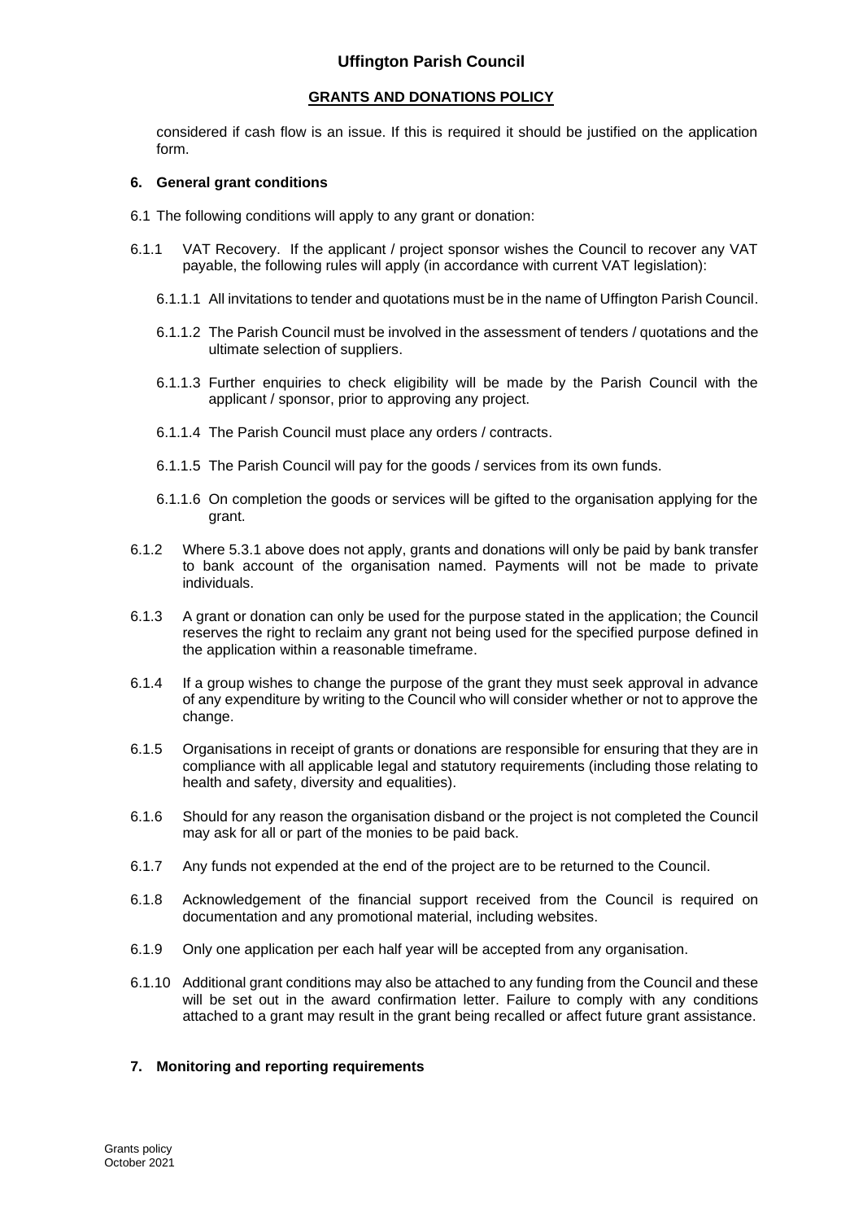considered if cash flow is an issue. If this is required it should be justified on the application form.

### 6. General grant conditions

6.1 The following conditions will apply to any grant or donation:

6.1.1 VAT Recovery. If the applicant / project sponsor wishes the Council to recover any VAT payable, the following rules will apply (in accordance with current VAT legislation):

6.1.1.1 All invitations to tender and quotations must be in the name of Uffington Parish Council.

6.1.1.2 The Parish Council must be involved in the assessment of tenders / quotations and the ultimate selection of suppliers.

6.1.1.3 Further enquiries to check eligibility will be made by the Parish Council with the applicant / sponsor, prior to approving any project.

6.1.1.4 The Parish Council must place any orders / contracts.

6.1.1.5 The Parish Council will pay for the goods / services from its own funds.

6.1.1.6 On completion the goods or services will be gifted to the organisation applying for the grant.

6.1.2 Where 5.3.1 above does not apply, grants and donations will only be paid by bank transfer to bank account of the organisation named. Payments will not be made to private individuals.

6.1.3 A grant or donation can only be used for the purpose stated in the application; the Council reserves the right to reclaim any grant not being used for the specified purpose defined in the application within a reasonable timeframe.

6.1.4 If a group wishes to change the purpose of the grant they must seek approval in advance of any expenditure by writing to the Council who will consider whether or not to approve the change.

6.1.5 Organisations in receipt of grants or donations are responsible for ensuring that they are in compliance with all applicable legal and statutory requirements (including those relating to health and safety, diversity and equalities).

6.1.6 Should for any reason the organisation disband or the project is not completed the Council may ask for all or part of the monies to be paid back.

6.1.7 Any funds not expended at the end of the project are to be returned to the Council.

6.1.8 Acknowledgement of the financial support received from the Council is required on documentation and any promotional material, including websites.

6.1.9 Only one application per each half year will be accepted from any organisation.

6.1.10 Additional grant conditions may also be attached to any funding from the Council and these will be set out in the award confirmation letter. Failure to comply with any conditions attached to a grant may result in the grant being recalled or affect future grant assistance.

### 7. Monitoring and reporting requirements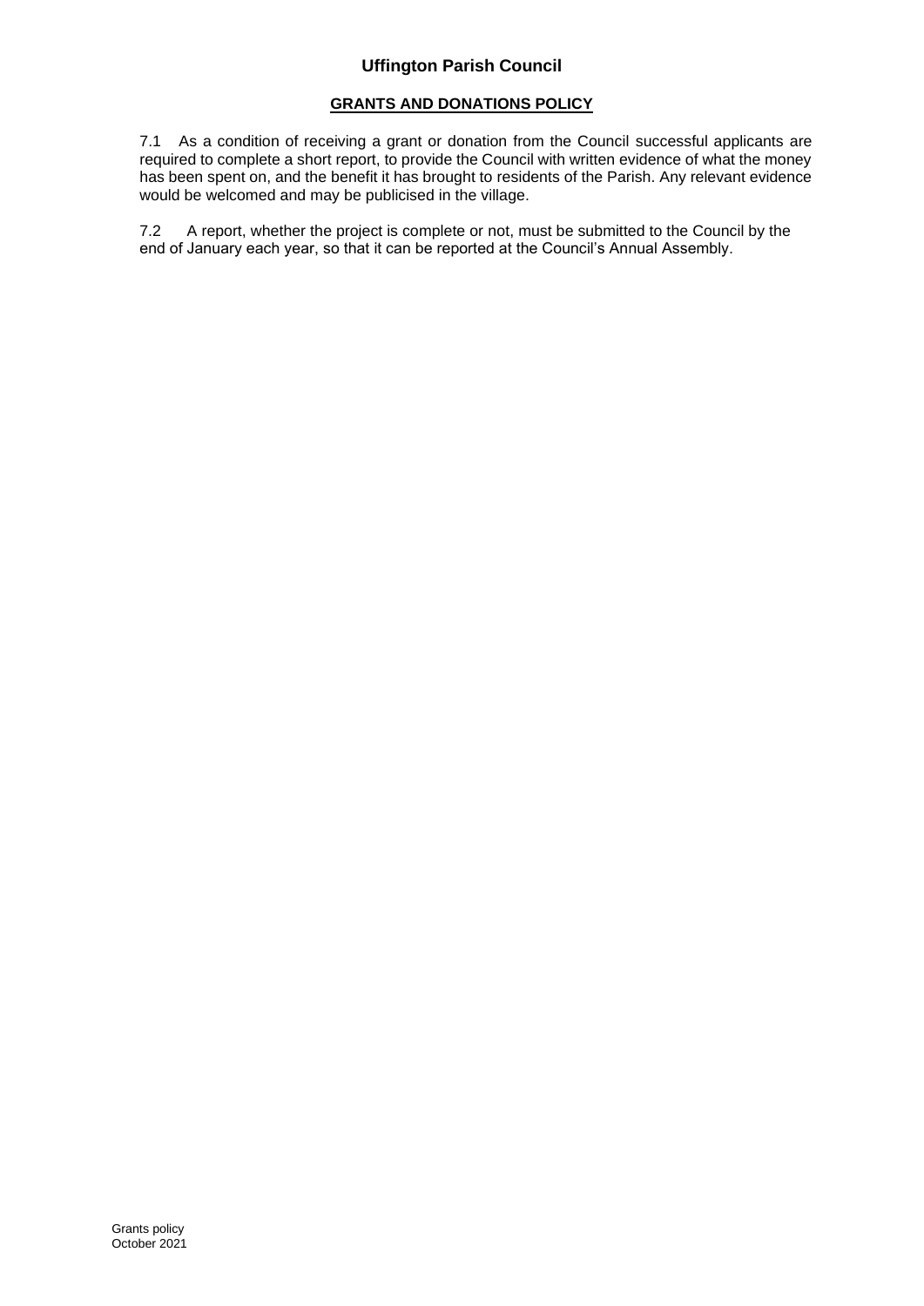**GRANTS AND DONATIONS POLICY**

7.1 As a condition of receiving a grant or donation from the Council successful applicants are required to complete a short report, to provide the Council with written evidence of what the money has been spent on, and the benefit it has brought to residents of the Parish. Any relevant evidence would be welcomed and may be publicised in the village.

7.2 A report, whether the project is complete or not, must be submitted to the Council by the end of January each year, so that it can be reported at the Council's Annual Assembly.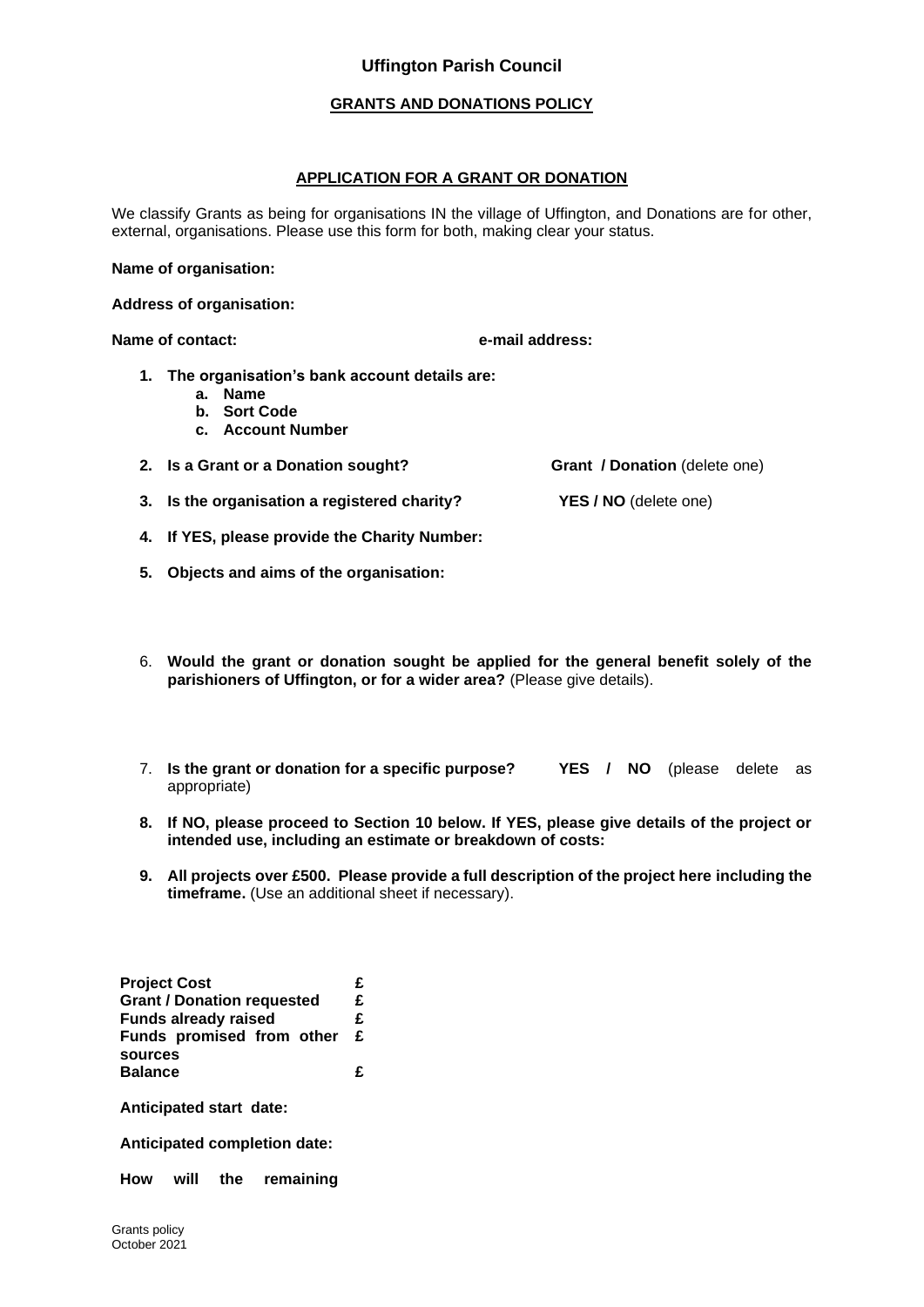# Uffington Parish Council

## GRANTS AND DONATIONS POLICY

### APPLICATION FOR A GRANT OR DONATION

We classify Grants as being for organisations IN the village of Uffington, and Donations are for other, external, organisations. Please use this form for both, making clear your status.

**Name of organisation:**

**Address of organisation:**

**Name of contact:** **e-mail address:**

1. **The organisation's bank account details are:**
   a. **Name**
   b. **Sort Code**
   c. **Account Number**
2. **Is a Grant or a Donation sought?** **Grant / Donation** (delete one)
3. **Is the organisation a registered charity?** **YES / NO** (delete one)
4. **If YES, please provide the Charity Number:**
5. **Objects and aims of the organisation:**
6. **Would the grant or donation sought be applied for the general benefit solely of the parishioners of Uffington, or for a wider area?** (Please give details).
7. **Is the grant or donation for a specific purpose?** **YES / NO** (please delete as appropriate)
8. **If NO, please proceed to Section 10 below. If YES, please give details of the project or intended use, including an estimate or breakdown of costs:**
9. **All projects over £500. Please provide a full description of the project here including the timeframe.** (Use an additional sheet if necessary).

| | |
|---|---|
| **Project Cost** | **£** |
| **Grant / Donation requested** | **£** |
| **Funds already raised** | **£** |
| **Funds promised from other sources** | **£** |
| **Balance** | **£** |

**Anticipated start date:**

**Anticipated completion date:**

**How will the remaining**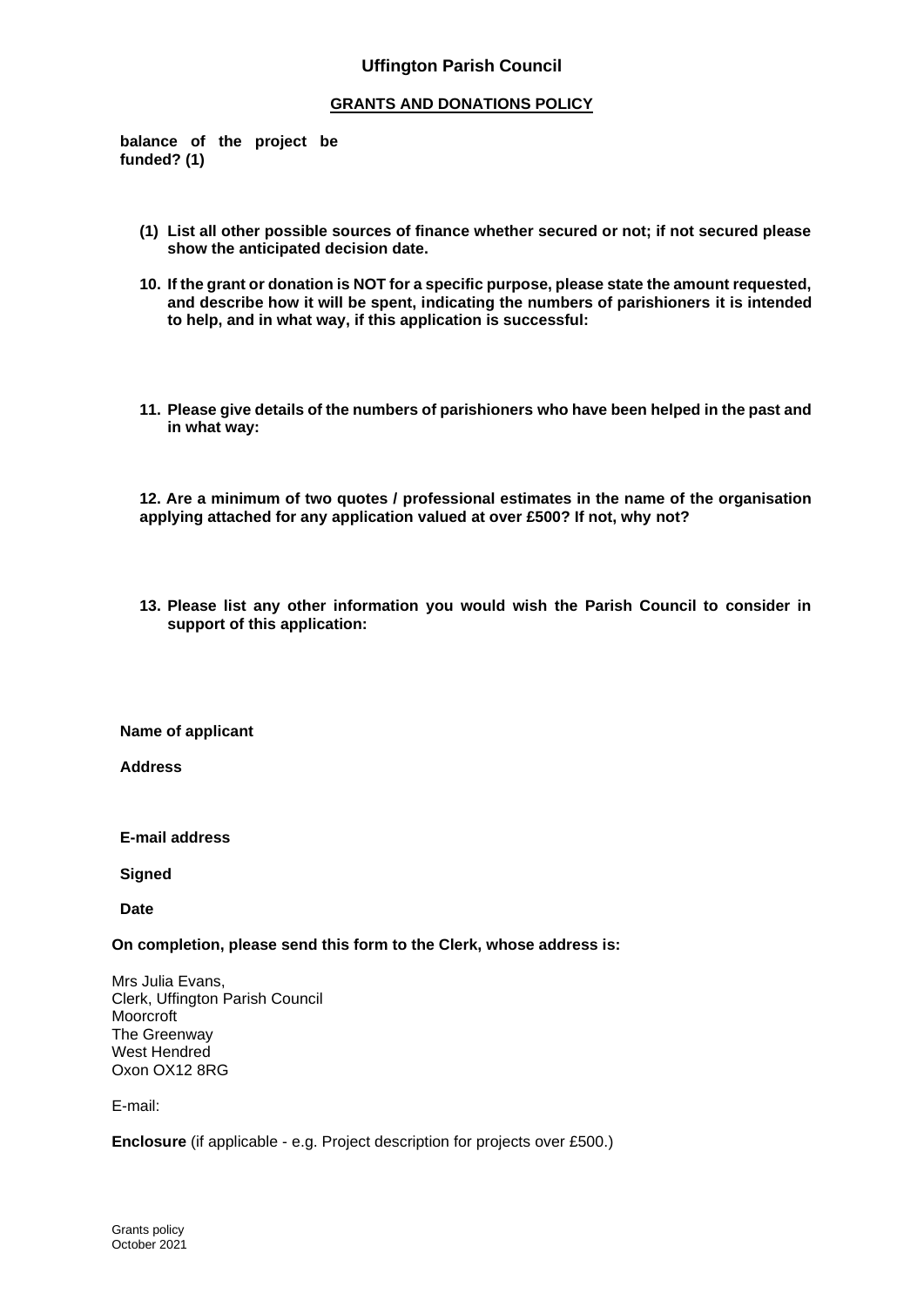**balance of the project be funded? (1)**

**(1) List all other possible sources of finance whether secured or not; if not secured please show the anticipated decision date.**

**10. If the grant or donation is NOT for a specific purpose, please state the amount requested, and describe how it will be spent, indicating the numbers of parishioners it is intended to help, and in what way, if this application is successful:**

**11. Please give details of the numbers of parishioners who have been helped in the past and in what way:**

**12. Are a minimum of two quotes / professional estimates in the name of the organisation applying attached for any application valued at over £500? If not, why not?**

**13. Please list any other information you would wish the Parish Council to consider in support of this application:**

**Name of applicant**

**Address**

**E-mail address**

**Signed**

**Date**

**On completion, please send this form to the Clerk, whose address is:**

Mrs Julia Evans,
Clerk, Uffington Parish Council
Moorcroft
The Greenway
West Hendred
Oxon OX12 8RG

E-mail:

**Enclosure** (if applicable - e.g. Project description for projects over £500.)